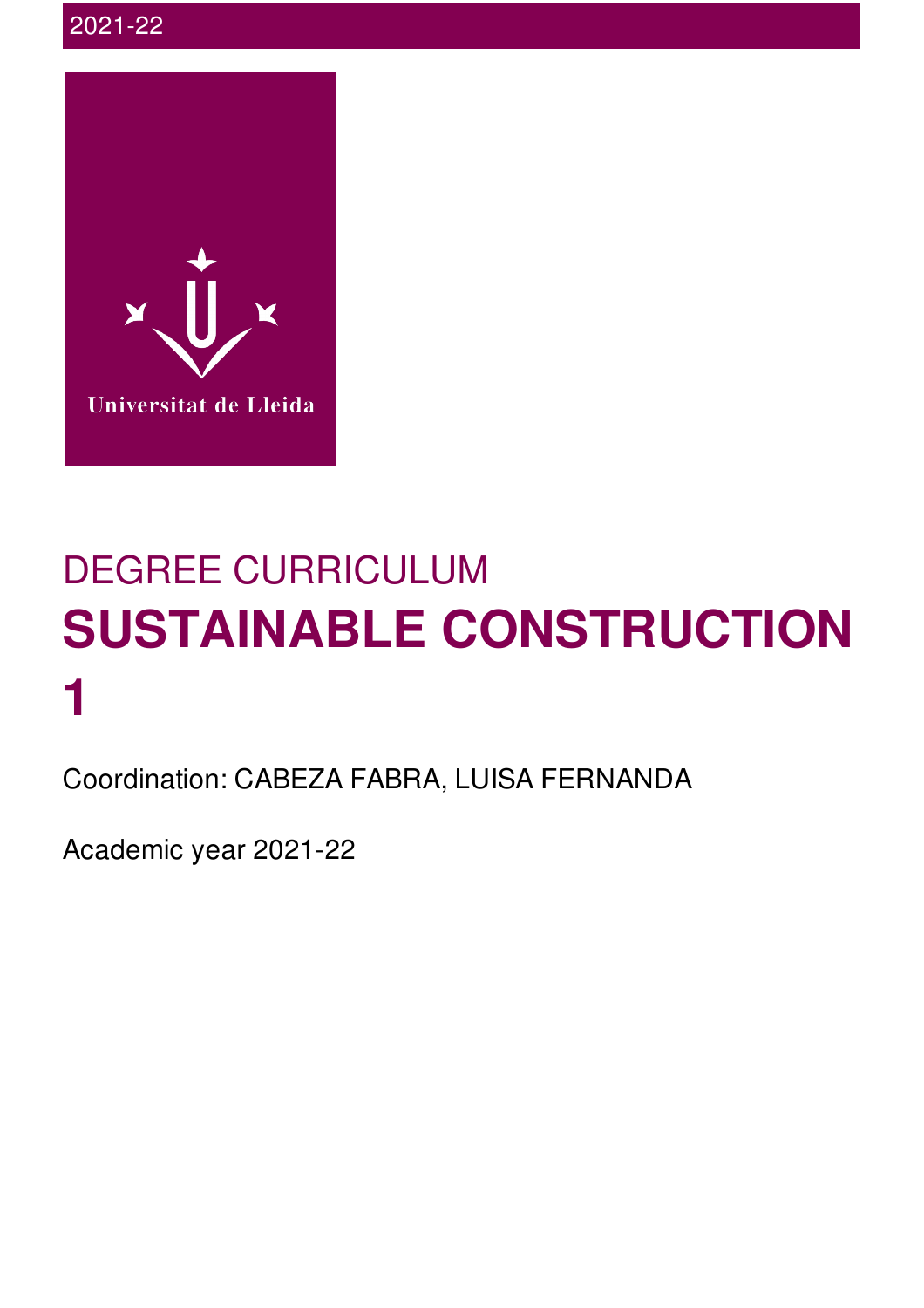2021-22

Universitat de Lleida

DEGREE CURRICULUM

# SUSTAINABLE CONSTRUCTION 1

Coordination: CABEZA FABRA, LUISA FERNANDA

Academic year 2021-22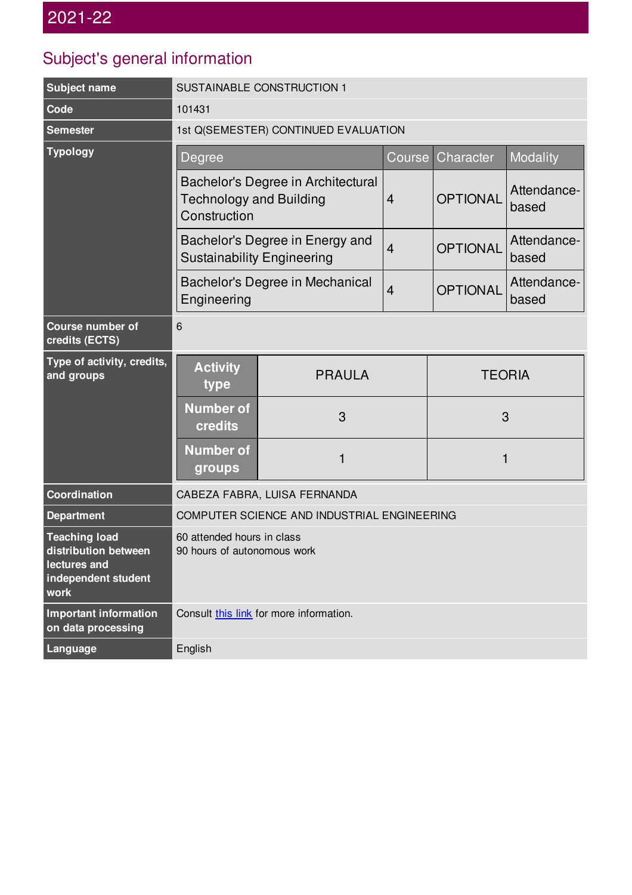## 2021-22

## Subject's general information

| | |
|---|---|
| **Subject name** | SUSTAINABLE CONSTRUCTION 1 |
| **Code** | 101431 |
| **Semester** | 1st Q(SEMESTER) CONTINUED EVALUATION |
| **Typology** | see table below |
| **Course number of credits (ECTS)** | 6 |
| **Type of activity, credits, and groups** | see table below |
| **Coordination** | CABEZA FABRA, LUISA FERNANDA |
| **Department** | COMPUTER SCIENCE AND INDUSTRIAL ENGINEERING |
| **Teaching load distribution between lectures and independent student work** | 60 attended hours in class<br>90 hours of autonomous work |
| **Important information on data processing** | Consult this link for more information. |
| **Language** | English |

**Typology**

| Degree | Course | Character | Modality |
|---|---|---|---|
| Bachelor's Degree in Architectural Technology and Building Construction | 4 | OPTIONAL | Attendance-based |
| Bachelor's Degree in Energy and Sustainability Engineering | 4 | OPTIONAL | Attendance-based |
| Bachelor's Degree in Mechanical Engineering | 4 | OPTIONAL | Attendance-based |

**Type of activity, credits, and groups**

| Activity type | PRAULA | TEORIA |
|---|---|---|
| Number of credits | 3 | 3 |
| Number of groups | 1 | 1 |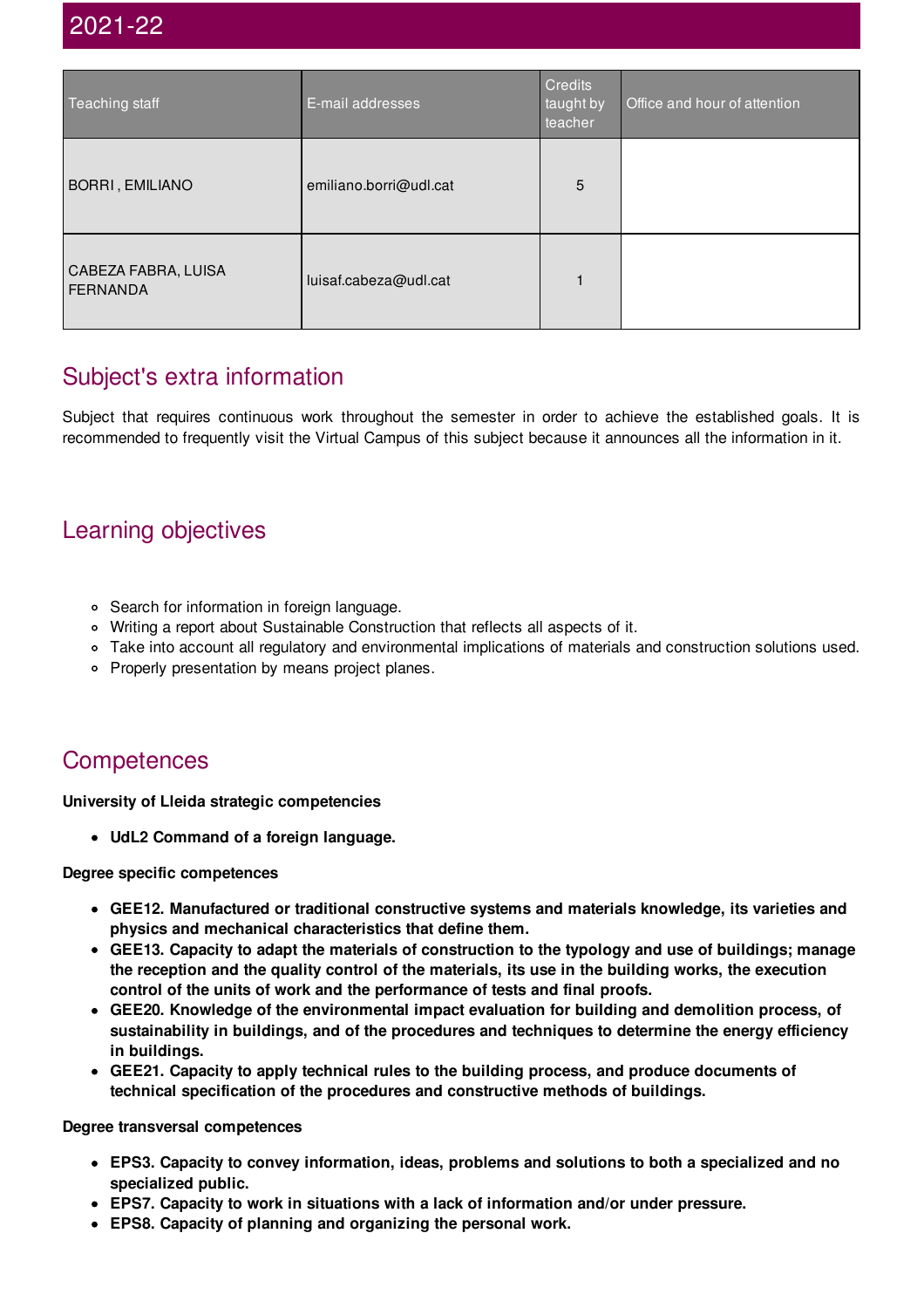## 2021-22

| Teaching staff | E-mail addresses | Credits taught by teacher | Office and hour of attention |
|---|---|---|---|
| BORRI , EMILIANO | emiliano.borri@udl.cat | 5 | |
| CABEZA FABRA, LUISA FERNANDA | luisaf.cabeza@udl.cat | 1 | |

## Subject's extra information

Subject that requires continuous work throughout the semester in order to achieve the established goals. It is recommended to frequently visit the Virtual Campus of this subject because it announces all the information in it.

## Learning objectives

- Search for information in foreign language.
- Writing a report about Sustainable Construction that reflects all aspects of it.
- Take into account all regulatory and environmental implications of materials and construction solutions used.
- Properly presentation by means project planes.

## Competences

**University of Lleida strategic competencies**

- **UdL2 Command of a foreign language.**

**Degree specific competences**

- **GEE12. Manufactured or traditional constructive systems and materials knowledge, its varieties and physics and mechanical characteristics that define them.**
- **GEE13. Capacity to adapt the materials of construction to the typology and use of buildings; manage the reception and the quality control of the materials, its use in the building works, the execution control of the units of work and the performance of tests and final proofs.**
- **GEE20. Knowledge of the environmental impact evaluation for building and demolition process, of sustainability in buildings, and of the procedures and techniques to determine the energy efficiency in buildings.**
- **GEE21. Capacity to apply technical rules to the building process, and produce documents of technical specification of the procedures and constructive methods of buildings.**

**Degree transversal competences**

- **EPS3. Capacity to convey information, ideas, problems and solutions to both a specialized and no specialized public.**
- **EPS7. Capacity to work in situations with a lack of information and/or under pressure.**
- **EPS8. Capacity of planning and organizing the personal work.**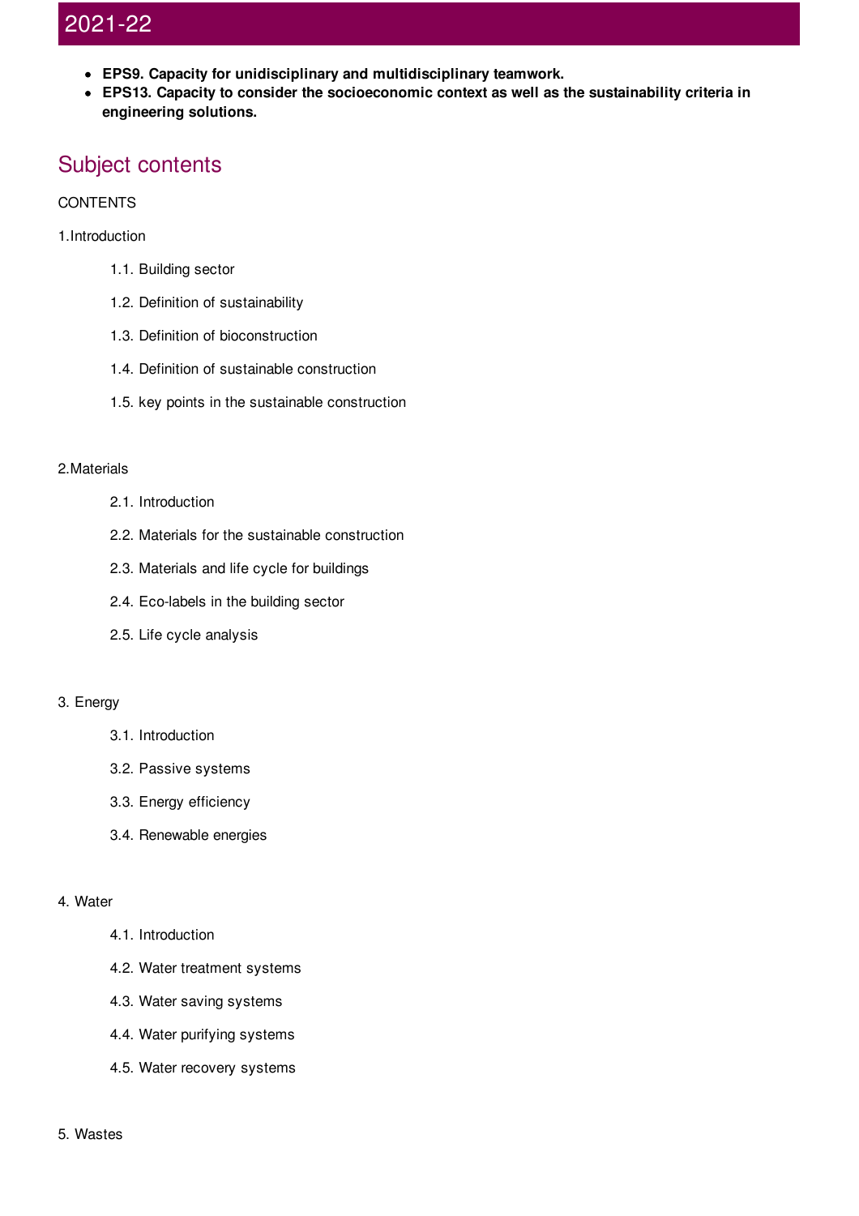- **EPS9. Capacity for unidisciplinary and multidisciplinary teamwork.**
- **EPS13. Capacity to consider the socioeconomic context as well as the sustainability criteria in engineering solutions.**

## Subject contents

CONTENTS

1.Introduction

1.1. Building sector

1.2. Definition of sustainability

1.3. Definition of bioconstruction

1.4. Definition of sustainable construction

1.5. key points in the sustainable construction

2.Materials

2.1. Introduction

2.2. Materials for the sustainable construction

2.3. Materials and life cycle for buildings

2.4. Eco-labels in the building sector

2.5. Life cycle analysis

3. Energy

3.1. Introduction

3.2. Passive systems

3.3. Energy efficiency

3.4. Renewable energies

4. Water

4.1. Introduction

4.2. Water treatment systems

4.3. Water saving systems

4.4. Water purifying systems

4.5. Water recovery systems

5. Wastes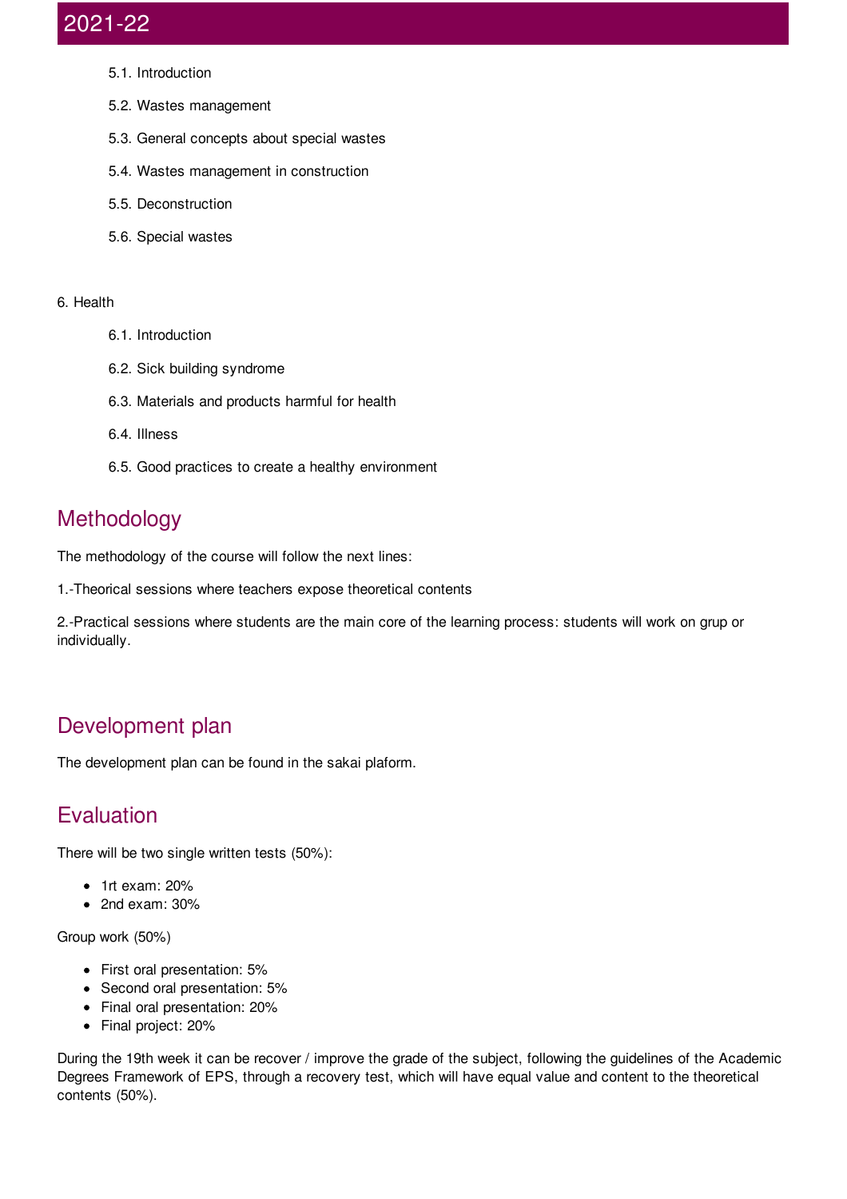5.1. Introduction

5.2. Wastes management

5.3. General concepts about special wastes

5.4. Wastes management in construction

5.5. Deconstruction

5.6. Special wastes

6. Health

6.1. Introduction

6.2. Sick building syndrome

6.3. Materials and products harmful for health

6.4. Illness

6.5. Good practices to create a healthy environment

## Methodology

The methodology of the course will follow the next lines:

1.-Theorical sessions where teachers expose theoretical contents

2.-Practical sessions where students are the main core of the learning process: students will work on grup or individually.

## Development plan

The development plan can be found in the sakai plaform.

## Evaluation

There will be two single written tests (50%):

- 1rt exam: 20%
- 2nd exam: 30%

Group work (50%)

- First oral presentation: 5%
- Second oral presentation: 5%
- Final oral presentation: 20%
- Final project: 20%

During the 19th week it can be recover / improve the grade of the subject, following the guidelines of the Academic Degrees Framework of EPS, through a recovery test, which will have equal value and content to the theoretical contents (50%).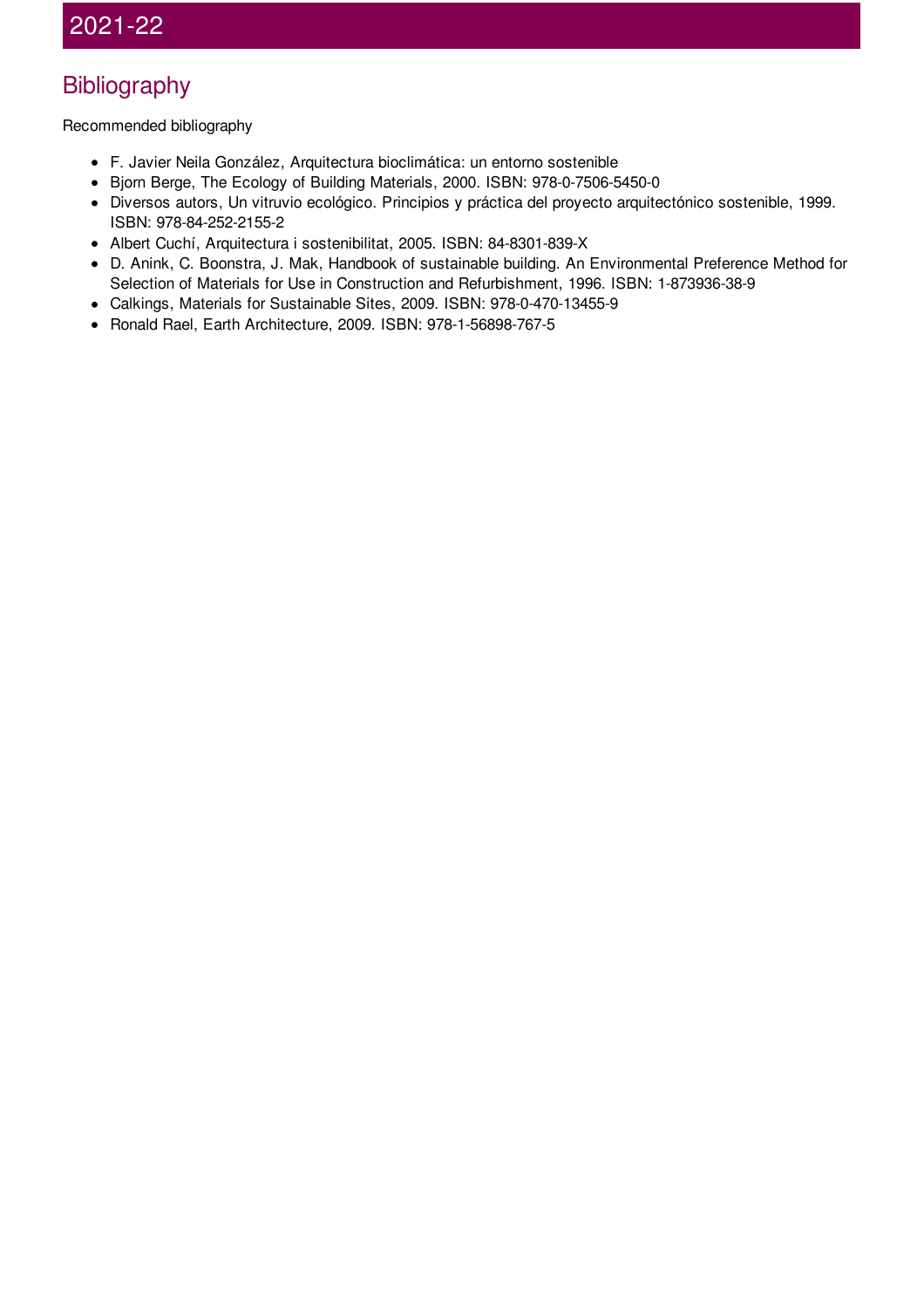## Bibliography

Recommended bibliography

- F. Javier Neila González, Arquitectura bioclimática: un entorno sostenible
- Bjorn Berge, The Ecology of Building Materials, 2000. ISBN: 978-0-7506-5450-0
- Diversos autors, Un vitruvio ecológico. Principios y práctica del proyecto arquitectónico sostenible, 1999. ISBN: 978-84-252-2155-2
- Albert Cuchí, Arquitectura i sostenibilitat, 2005. ISBN: 84-8301-839-X
- D. Anink, C. Boonstra, J. Mak, Handbook of sustainable building. An Environmental Preference Method for Selection of Materials for Use in Construction and Refurbishment, 1996. ISBN: 1-873936-38-9
- Calkings, Materials for Sustainable Sites, 2009. ISBN: 978-0-470-13455-9
- Ronald Rael, Earth Architecture, 2009. ISBN: 978-1-56898-767-5